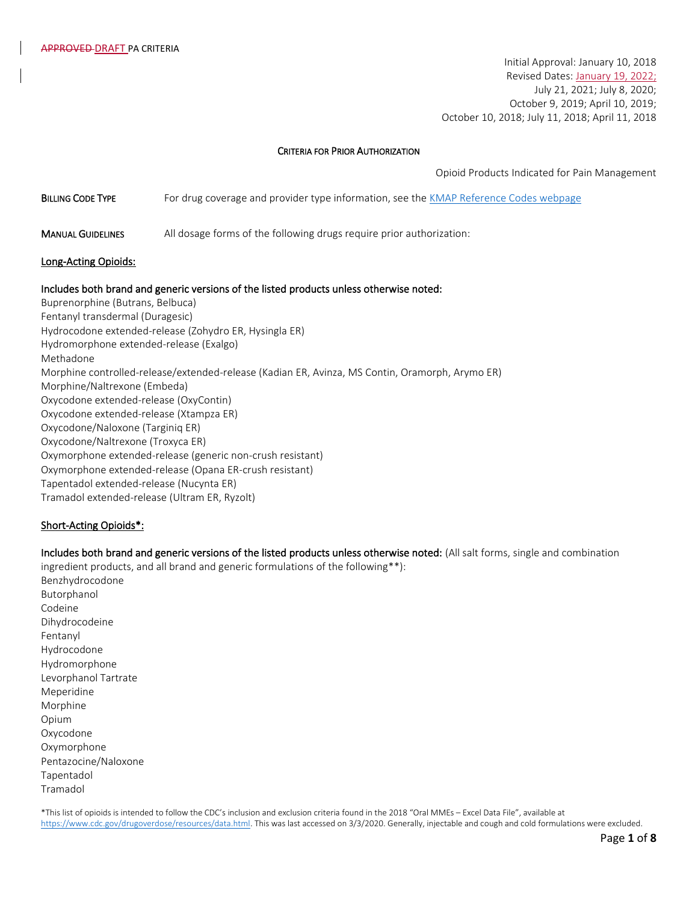APPROVED DRAFT PA CRITERIA

Initial Approval: January 10, 2018
Revised Dates: January 19, 2022; July 21, 2021; July 8, 2020; October 9, 2019; April 10, 2019; October 10, 2018; July 11, 2018; April 11, 2018

## CRITERIA FOR PRIOR AUTHORIZATION

Opioid Products Indicated for Pain Management

**BILLING CODE TYPE** For drug coverage and provider type information, see the KMAP Reference Codes webpage

**MANUAL GUIDELINES** All dosage forms of the following drugs require prior authorization:

### Long-Acting Opioids:

**Includes both brand and generic versions of the listed products unless otherwise noted:**

Buprenorphine (Butrans, Belbuca)
Fentanyl transdermal (Duragesic)
Hydrocodone extended-release (Zohydro ER, Hysingla ER)
Hydromorphone extended-release (Exalgo)
Methadone
Morphine controlled-release/extended-release (Kadian ER, Avinza, MS Contin, Oramorph, Arymo ER)
Morphine/Naltrexone (Embeda)
Oxycodone extended-release (OxyContin)
Oxycodone extended-release (Xtampza ER)
Oxycodone/Naloxone (Targiniq ER)
Oxycodone/Naltrexone (Troxyca ER)
Oxymorphone extended-release (generic non-crush resistant)
Oxymorphone extended-release (Opana ER-crush resistant)
Tapentadol extended-release (Nucynta ER)
Tramadol extended-release (Ultram ER, Ryzolt)

### Short-Acting Opioids*:

**Includes both brand and generic versions of the listed products unless otherwise noted:** (All salt forms, single and combination ingredient products, and all brand and generic formulations of the following**):

Benzhydrocodone
Butorphanol
Codeine
Dihydrocodeine
Fentanyl
Hydrocodone
Hydromorphone
Levorphanol Tartrate
Meperidine
Morphine
Opium
Oxycodone
Oxymorphone
Pentazocine/Naloxone
Tapentadol
Tramadol

*This list of opioids is intended to follow the CDC's inclusion and exclusion criteria found in the 2018 "Oral MMEs – Excel Data File", available at https://www.cdc.gov/drugoverdose/resources/data.html. This was last accessed on 3/3/2020. Generally, injectable and cough and cold formulations were excluded.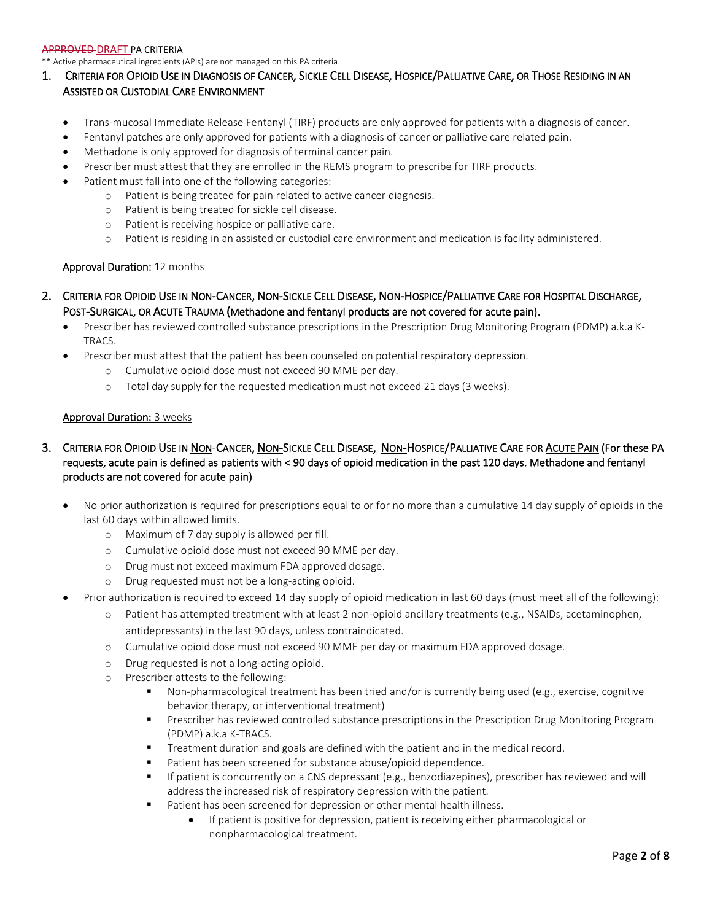~~APPROVED~~ DRAFT PA CRITERIA

** Active pharmaceutical ingredients (APIs) are not managed on this PA criteria.

## 1. Criteria for Opioid Use in Diagnosis of Cancer, Sickle Cell Disease, Hospice/Palliative Care, or Those Residing in an Assisted or Custodial Care Environment

- Trans-mucosal Immediate Release Fentanyl (TIRF) products are only approved for patients with a diagnosis of cancer.
- Fentanyl patches are only approved for patients with a diagnosis of cancer or palliative care related pain.
- Methadone is only approved for diagnosis of terminal cancer pain.
- Prescriber must attest that they are enrolled in the REMS program to prescribe for TIRF products.
- Patient must fall into one of the following categories:
  - Patient is being treated for pain related to active cancer diagnosis.
  - Patient is being treated for sickle cell disease.
  - Patient is receiving hospice or palliative care.
  - Patient is residing in an assisted or custodial care environment and medication is facility administered.

**Approval Duration:** 12 months

## 2. Criteria for Opioid Use in Non-Cancer, Non-Sickle Cell Disease, Non-Hospice/Palliative Care for Hospital Discharge, Post-Surgical, or Acute Trauma (Methadone and fentanyl products are not covered for acute pain).

- Prescriber has reviewed controlled substance prescriptions in the Prescription Drug Monitoring Program (PDMP) a.k.a K-TRACS.
- Prescriber must attest that the patient has been counseled on potential respiratory depression.
  - Cumulative opioid dose must not exceed 90 MME per day.
  - Total day supply for the requested medication must not exceed 21 days (3 weeks).

**Approval Duration:** 3 weeks

## 3. Criteria for Opioid Use in Non-Cancer, Non-Sickle Cell Disease, Non-Hospice/Palliative Care for Acute Pain (For these PA requests, acute pain is defined as patients with < 90 days of opioid medication in the past 120 days. Methadone and fentanyl products are not covered for acute pain)

- No prior authorization is required for prescriptions equal to or for no more than a cumulative 14 day supply of opioids in the last 60 days within allowed limits.
  - Maximum of 7 day supply is allowed per fill.
  - Cumulative opioid dose must not exceed 90 MME per day.
  - Drug must not exceed maximum FDA approved dosage.
  - Drug requested must not be a long-acting opioid.
- Prior authorization is required to exceed 14 day supply of opioid medication in last 60 days (must meet all of the following):
  - Patient has attempted treatment with at least 2 non-opioid ancillary treatments (e.g., NSAIDs, acetaminophen, antidepressants) in the last 90 days, unless contraindicated.
  - Cumulative opioid dose must not exceed 90 MME per day or maximum FDA approved dosage.
  - Drug requested is not a long-acting opioid.
  - Prescriber attests to the following:
    - Non-pharmacological treatment has been tried and/or is currently being used (e.g., exercise, cognitive behavior therapy, or interventional treatment)
    - Prescriber has reviewed controlled substance prescriptions in the Prescription Drug Monitoring Program (PDMP) a.k.a K-TRACS.
    - Treatment duration and goals are defined with the patient and in the medical record.
    - Patient has been screened for substance abuse/opioid dependence.
    - If patient is concurrently on a CNS depressant (e.g., benzodiazepines), prescriber has reviewed and will address the increased risk of respiratory depression with the patient.
    - Patient has been screened for depression or other mental health illness.
      - If patient is positive for depression, patient is receiving either pharmacological or nonpharmacological treatment.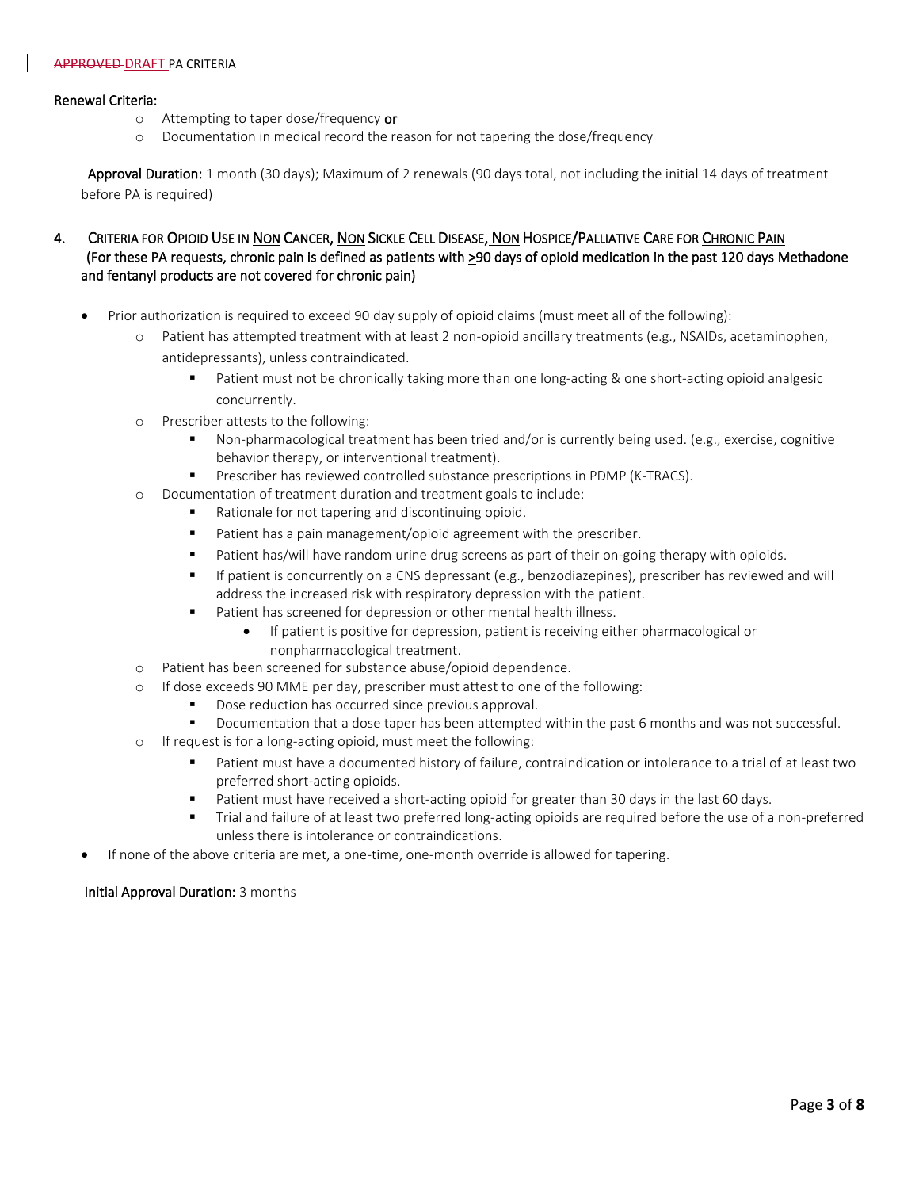Renewal Criteria:

- Attempting to taper dose/frequency **or**
- Documentation in medical record the reason for not tapering the dose/frequency

**Approval Duration:** 1 month (30 days); Maximum of 2 renewals (90 days total, not including the initial 14 days of treatment before PA is required)

## 4. Criteria for Opioid Use in Non Cancer, Non Sickle Cell Disease, Non Hospice/Palliative Care for Chronic Pain

(For these PA requests, chronic pain is defined as patients with ≥90 days of opioid medication in the past 120 days Methadone and fentanyl products are not covered for chronic pain)

- Prior authorization is required to exceed 90 day supply of opioid claims (must meet all of the following):
  - Patient has attempted treatment with at least 2 non-opioid ancillary treatments (e.g., NSAIDs, acetaminophen, antidepressants), unless contraindicated.
    - Patient must not be chronically taking more than one long-acting & one short-acting opioid analgesic concurrently.
  - Prescriber attests to the following:
    - Non-pharmacological treatment has been tried and/or is currently being used. (e.g., exercise, cognitive behavior therapy, or interventional treatment).
    - Prescriber has reviewed controlled substance prescriptions in PDMP (K-TRACS).
  - Documentation of treatment duration and treatment goals to include:
    - Rationale for not tapering and discontinuing opioid.
    - Patient has a pain management/opioid agreement with the prescriber.
    - Patient has/will have random urine drug screens as part of their on-going therapy with opioids.
    - If patient is concurrently on a CNS depressant (e.g., benzodiazepines), prescriber has reviewed and will address the increased risk with respiratory depression with the patient.
    - Patient has screened for depression or other mental health illness.
      - If patient is positive for depression, patient is receiving either pharmacological or nonpharmacological treatment.
  - Patient has been screened for substance abuse/opioid dependence.
  - If dose exceeds 90 MME per day, prescriber must attest to one of the following:
    - Dose reduction has occurred since previous approval.
    - Documentation that a dose taper has been attempted within the past 6 months and was not successful.
  - If request is for a long-acting opioid, must meet the following:
    - Patient must have a documented history of failure, contraindication or intolerance to a trial of at least two preferred short-acting opioids.
    - Patient must have received a short-acting opioid for greater than 30 days in the last 60 days.
    - Trial and failure of at least two preferred long-acting opioids are required before the use of a non-preferred unless there is intolerance or contraindications.
- If none of the above criteria are met, a one-time, one-month override is allowed for tapering.

**Initial Approval Duration:** 3 months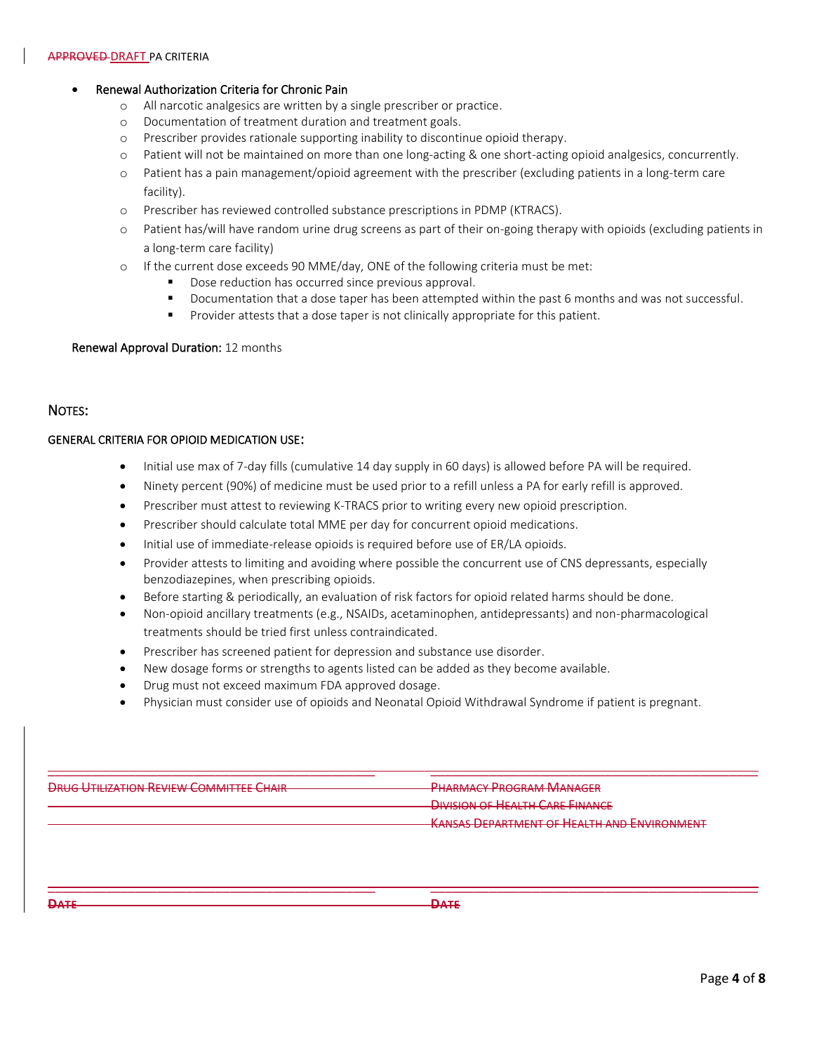- **Renewal Authorization Criteria for Chronic Pain**
  - All narcotic analgesics are written by a single prescriber or practice.
  - Documentation of treatment duration and treatment goals.
  - Prescriber provides rationale supporting inability to discontinue opioid therapy.
  - Patient will not be maintained on more than one long-acting & one short-acting opioid analgesics, concurrently.
  - Patient has a pain management/opioid agreement with the prescriber (excluding patients in a long-term care facility).
  - Prescriber has reviewed controlled substance prescriptions in PDMP (KTRACS).
  - Patient has/will have random urine drug screens as part of their on-going therapy with opioids (excluding patients in a long-term care facility)
  - If the current dose exceeds 90 MME/day, ONE of the following criteria must be met:
    - Dose reduction has occurred since previous approval.
    - Documentation that a dose taper has been attempted within the past 6 months and was not successful.
    - Provider attests that a dose taper is not clinically appropriate for this patient.

**Renewal Approval Duration:** 12 months

## Notes:

### General Criteria for Opioid Medication Use:

- Initial use max of 7-day fills (cumulative 14 day supply in 60 days) is allowed before PA will be required.
- Ninety percent (90%) of medicine must be used prior to a refill unless a PA for early refill is approved.
- Prescriber must attest to reviewing K-TRACS prior to writing every new opioid prescription.
- Prescriber should calculate total MME per day for concurrent opioid medications.
- Initial use of immediate-release opioids is required before use of ER/LA opioids.
- Provider attests to limiting and avoiding where possible the concurrent use of CNS depressants, especially benzodiazepines, when prescribing opioids.
- Before starting & periodically, an evaluation of risk factors for opioid related harms should be done.
- Non-opioid ancillary treatments (e.g., NSAIDs, acetaminophen, antidepressants) and non-pharmacological treatments should be tried first unless contraindicated.
- Prescriber has screened patient for depression and substance use disorder.
- New dosage forms or strengths to agents listed can be added as they become available.
- Drug must not exceed maximum FDA approved dosage.
- Physician must consider use of opioids and Neonatal Opioid Withdrawal Syndrome if patient is pregnant.

~~Drug Utilization Review Committee Chair~~ ~~Pharmacy Program Manager~~
~~Division of Health Care Finance~~
~~Kansas Department of Health and Environment~~

~~Date~~ ~~Date~~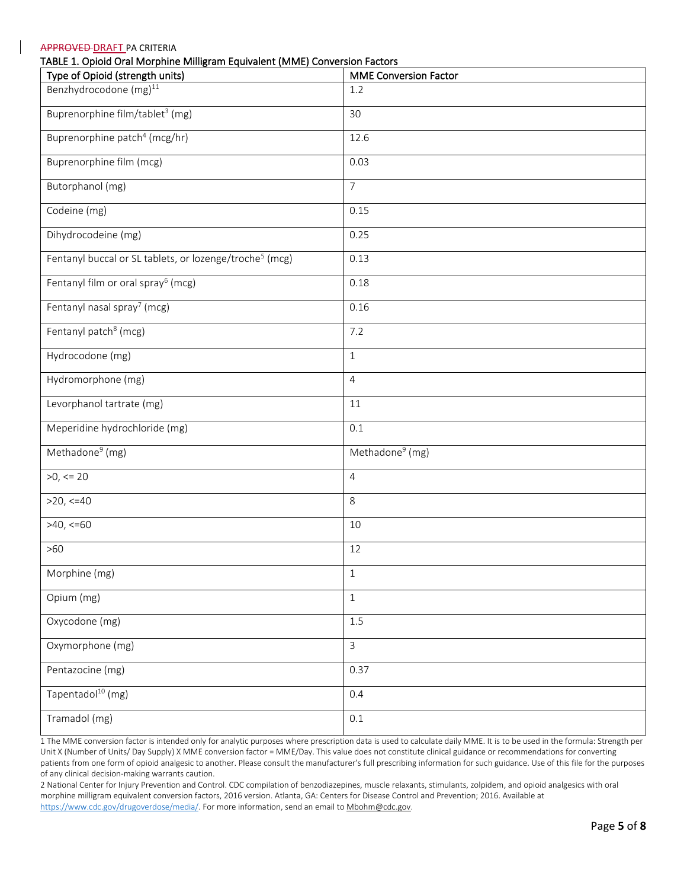~~APPROVED~~ DRAFT PA CRITERIA

TABLE 1. Opioid Oral Morphine Milligram Equivalent (MME) Conversion Factors

| Type of Opioid (strength units) | MME Conversion Factor |
|---|---|
| Benzhydrocodone (mg)[11] | 1.2 |
| Buprenorphine film/tablet[3] (mg) | 30 |
| Buprenorphine patch[4] (mcg/hr) | 12.6 |
| Buprenorphine film (mcg) | 0.03 |
| Butorphanol (mg) | 7 |
| Codeine (mg) | 0.15 |
| Dihydrocodeine (mg) | 0.25 |
| Fentanyl buccal or SL tablets, or lozenge/troche[5] (mcg) | 0.13 |
| Fentanyl film or oral spray[6] (mcg) | 0.18 |
| Fentanyl nasal spray[7] (mcg) | 0.16 |
| Fentanyl patch[8] (mcg) | 7.2 |
| Hydrocodone (mg) | 1 |
| Hydromorphone (mg) | 4 |
| Levorphanol tartrate (mg) | 11 |
| Meperidine hydrochloride (mg) | 0.1 |
| Methadone[9] (mg) | Methadone[9] (mg) |
| >0, <= 20 | 4 |
| >20, <=40 | 8 |
| >40, <=60 | 10 |
| >60 | 12 |
| Morphine (mg) | 1 |
| Opium (mg) | 1 |
| Oxycodone (mg) | 1.5 |
| Oxymorphone (mg) | 3 |
| Pentazocine (mg) | 0.37 |
| Tapentadol[10] (mg) | 0.4 |
| Tramadol (mg) | 0.1 |

1 The MME conversion factor is intended only for analytic purposes where prescription data is used to calculate daily MME. It is to be used in the formula: Strength per Unit X (Number of Units/ Day Supply) X MME conversion factor = MME/Day. This value does not constitute clinical guidance or recommendations for converting patients from one form of opioid analgesic to another. Please consult the manufacturer's full prescribing information for such guidance. Use of this file for the purposes of any clinical decision-making warrants caution.

2 National Center for Injury Prevention and Control. CDC compilation of benzodiazepines, muscle relaxants, stimulants, zolpidem, and opioid analgesics with oral morphine milligram equivalent conversion factors, 2016 version. Atlanta, GA: Centers for Disease Control and Prevention; 2016. Available at https://www.cdc.gov/drugoverdose/media/. For more information, send an email to Mbohm@cdc.gov.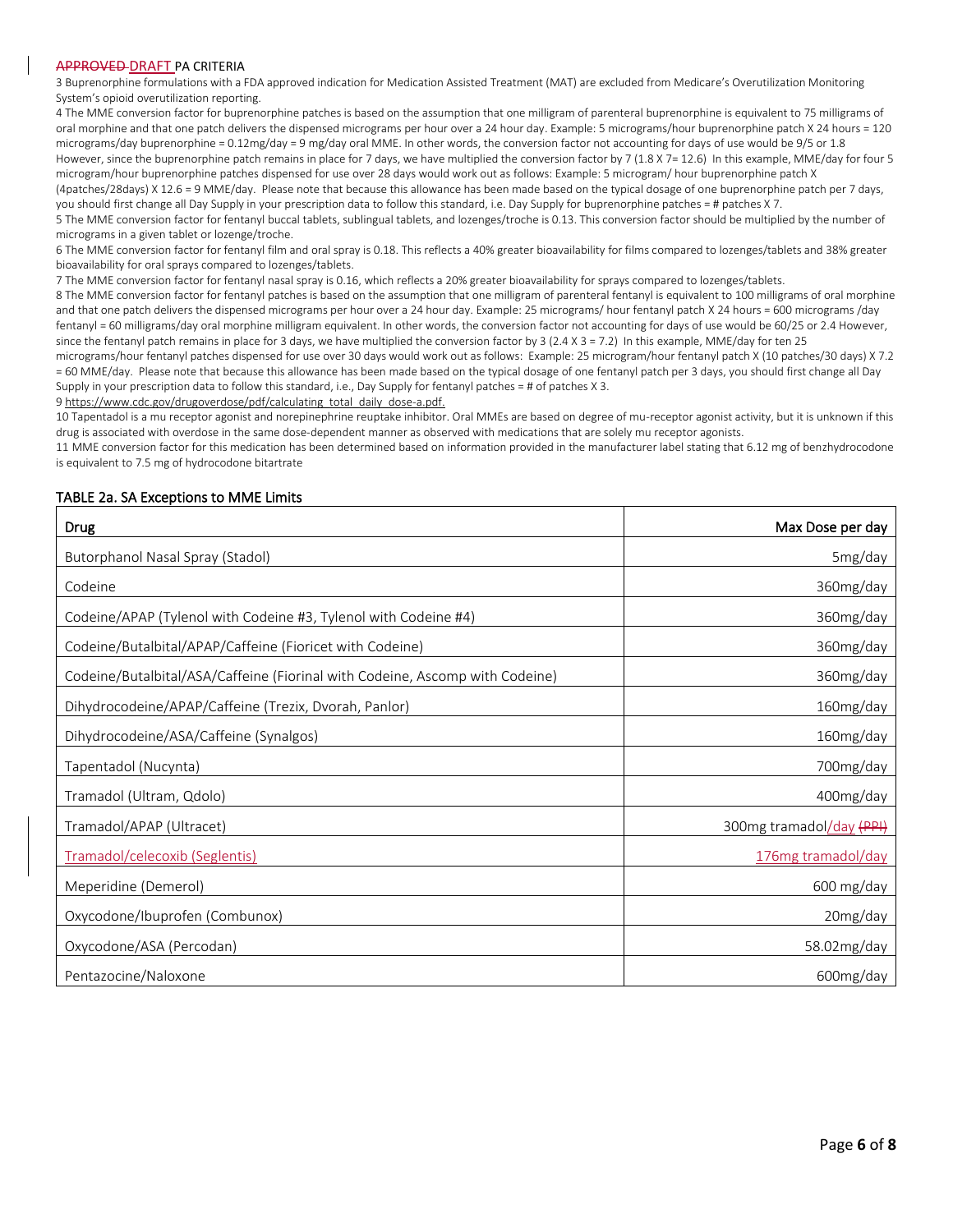APPROVED DRAFT PA CRITERIA

3 Buprenorphine formulations with a FDA approved indication for Medication Assisted Treatment (MAT) are excluded from Medicare's Overutilization Monitoring System's opioid overutilization reporting.

4 The MME conversion factor for buprenorphine patches is based on the assumption that one milligram of parenteral buprenorphine is equivalent to 75 milligrams of oral morphine and that one patch delivers the dispensed micrograms per hour over a 24 hour day. Example: 5 micrograms/hour buprenorphine patch X 24 hours = 120 micrograms/day buprenorphine = 0.12mg/day = 9 mg/day oral MME. In other words, the conversion factor not accounting for days of use would be 9/5 or 1.8 However, since the buprenorphine patch remains in place for 7 days, we have multiplied the conversion factor by 7 (1.8 X 7= 12.6) In this example, MME/day for four 5 microgram/hour buprenorphine patches dispensed for use over 28 days would work out as follows: Example: 5 microgram/ hour buprenorphine patch X (4patches/28days) X 12.6 = 9 MME/day. Please note that because this allowance has been made based on the typical dosage of one buprenorphine patch per 7 days, you should first change all Day Supply in your prescription data to follow this standard, i.e. Day Supply for buprenorphine patches = # patches X 7.

5 The MME conversion factor for fentanyl buccal tablets, sublingual tablets, and lozenges/troche is 0.13. This conversion factor should be multiplied by the number of micrograms in a given tablet or lozenge/troche.

6 The MME conversion factor for fentanyl film and oral spray is 0.18. This reflects a 40% greater bioavailability for films compared to lozenges/tablets and 38% greater bioavailability for oral sprays compared to lozenges/tablets.

7 The MME conversion factor for fentanyl nasal spray is 0.16, which reflects a 20% greater bioavailability for sprays compared to lozenges/tablets.

8 The MME conversion factor for fentanyl patches is based on the assumption that one milligram of parenteral fentanyl is equivalent to 100 milligrams of oral morphine and that one patch delivers the dispensed micrograms per hour over a 24 hour day. Example: 25 micrograms/ hour fentanyl patch X 24 hours = 600 micrograms /day fentanyl = 60 milligrams/day oral morphine milligram equivalent. In other words, the conversion factor not accounting for days of use would be 60/25 or 2.4 However, since the fentanyl patch remains in place for 3 days, we have multiplied the conversion factor by 3 (2.4 X 3 = 7.2) In this example, MME/day for ten 25 micrograms/hour fentanyl patches dispensed for use over 30 days would work out as follows: Example: 25 microgram/hour fentanyl patch X (10 patches/30 days) X 7.2 = 60 MME/day. Please note that because this allowance has been made based on the typical dosage of one fentanyl patch per 3 days, you should first change all Day Supply in your prescription data to follow this standard, i.e., Day Supply for fentanyl patches = # of patches X 3.

9 https://www.cdc.gov/drugoverdose/pdf/calculating_total_daily_dose-a.pdf.

10 Tapentadol is a mu receptor agonist and norepinephrine reuptake inhibitor. Oral MMEs are based on degree of mu-receptor agonist activity, but it is unknown if this drug is associated with overdose in the same dose-dependent manner as observed with medications that are solely mu receptor agonists.

11 MME conversion factor for this medication has been determined based on information provided in the manufacturer label stating that 6.12 mg of benzhydrocodone is equivalent to 7.5 mg of hydrocodone bitartrate

## TABLE 2a. SA Exceptions to MME Limits

| Drug | Max Dose per day |
|---|---|
| Butorphanol Nasal Spray (Stadol) | 5mg/day |
| Codeine | 360mg/day |
| Codeine/APAP (Tylenol with Codeine #3, Tylenol with Codeine #4) | 360mg/day |
| Codeine/Butalbital/APAP/Caffeine (Fioricet with Codeine) | 360mg/day |
| Codeine/Butalbital/ASA/Caffeine (Fiorinal with Codeine, Ascomp with Codeine) | 360mg/day |
| Dihydrocodeine/APAP/Caffeine (Trezix, Dvorah, Panlor) | 160mg/day |
| Dihydrocodeine/ASA/Caffeine (Synalgos) | 160mg/day |
| Tapentadol (Nucynta) | 700mg/day |
| Tramadol (Ultram, Qdolo) | 400mg/day |
| Tramadol/APAP (Ultracet) | 300mg tramadol/day (PPI) |
| Tramadol/celecoxib (Seglentis) | 176mg tramadol/day |
| Meperidine (Demerol) | 600 mg/day |
| Oxycodone/Ibuprofen (Combunox) | 20mg/day |
| Oxycodone/ASA (Percodan) | 58.02mg/day |
| Pentazocine/Naloxone | 600mg/day |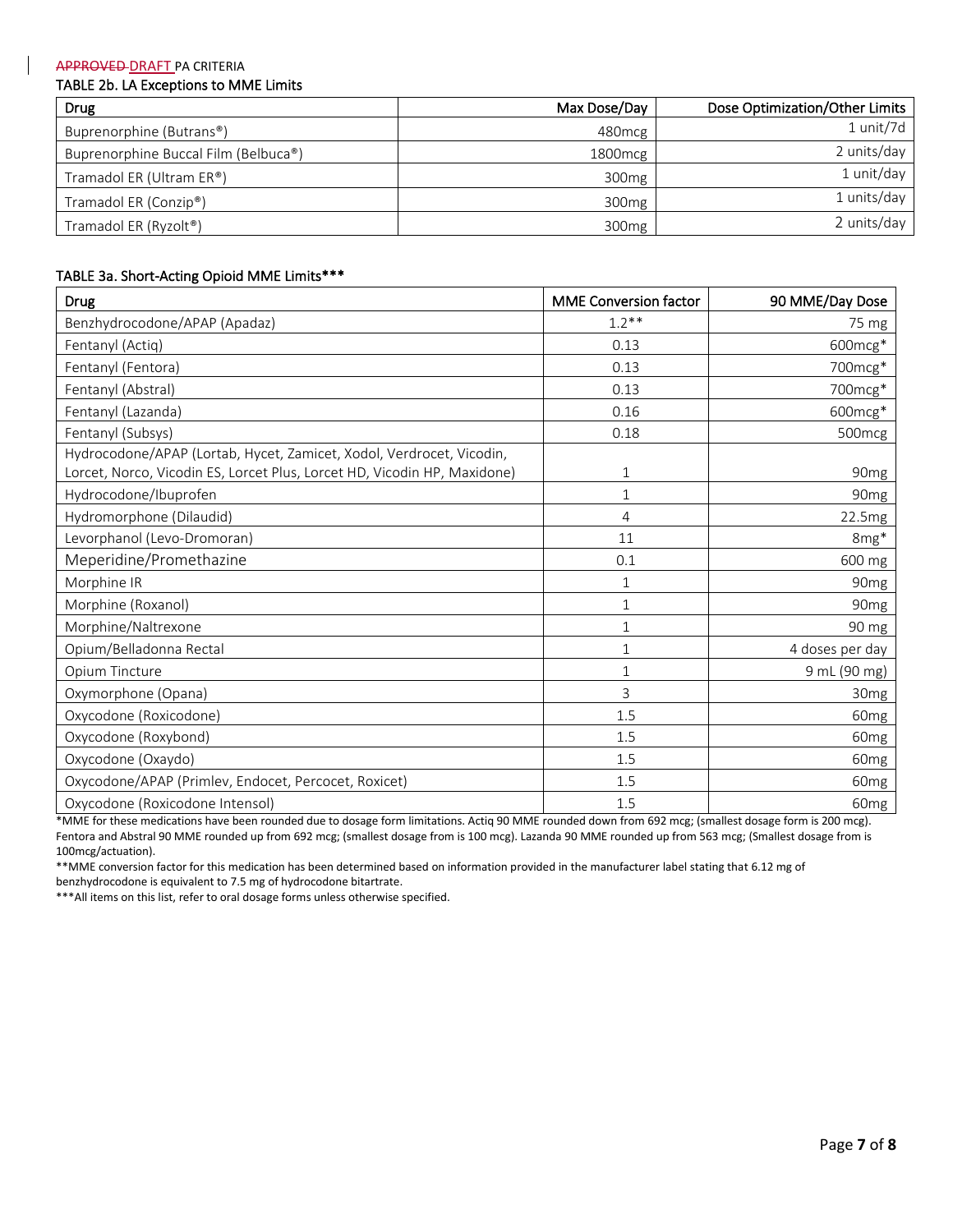~~APPROVED~~ DRAFT PA CRITERIA

### TABLE 2b. LA Exceptions to MME Limits

| Drug | Max Dose/Day | Dose Optimization/Other Limits |
|---|---|---|
| Buprenorphine (Butrans®) | 480mcg | 1 unit/7d |
| Buprenorphine Buccal Film (Belbuca®) | 1800mcg | 2 units/day |
| Tramadol ER (Ultram ER®) | 300mg | 1 unit/day |
| Tramadol ER (Conzip®) | 300mg | 1 units/day |
| Tramadol ER (Ryzolt®) | 300mg | 2 units/day |

### TABLE 3a. Short-Acting Opioid MME Limits***

| Drug | MME Conversion factor | 90 MME/Day Dose |
|---|---|---|
| Benzhydrocodone/APAP (Apadaz) | 1.2** | 75 mg |
| Fentanyl (Actiq) | 0.13 | 600mcg* |
| Fentanyl (Fentora) | 0.13 | 700mcg* |
| Fentanyl (Abstral) | 0.13 | 700mcg* |
| Fentanyl (Lazanda) | 0.16 | 600mcg* |
| Fentanyl (Subsys) | 0.18 | 500mcg |
| Hydrocodone/APAP (Lortab, Hycet, Zamicet, Xodol, Verdrocet, Vicodin, Lorcet, Norco, Vicodin ES, Lorcet Plus, Lorcet HD, Vicodin HP, Maxidone) | 1 | 90mg |
| Hydrocodone/Ibuprofen | 1 | 90mg |
| Hydromorphone (Dilaudid) | 4 | 22.5mg |
| Levorphanol (Levo-Dromoran) | 11 | 8mg* |
| Meperidine/Promethazine | 0.1 | 600 mg |
| Morphine IR | 1 | 90mg |
| Morphine (Roxanol) | 1 | 90mg |
| Morphine/Naltrexone | 1 | 90 mg |
| Opium/Belladonna Rectal | 1 | 4 doses per day |
| Opium Tincture | 1 | 9 mL (90 mg) |
| Oxymorphone (Opana) | 3 | 30mg |
| Oxycodone (Roxicodone) | 1.5 | 60mg |
| Oxycodone (Roxybond) | 1.5 | 60mg |
| Oxycodone (Oxaydo) | 1.5 | 60mg |
| Oxycodone/APAP (Primlev, Endocet, Percocet, Roxicet) | 1.5 | 60mg |
| Oxycodone (Roxicodone Intensol) | 1.5 | 60mg |

*MME for these medications have been rounded due to dosage form limitations. Actiq 90 MME rounded down from 692 mcg; (smallest dosage form is 200 mcg). Fentora and Abstral 90 MME rounded up from 692 mcg; (smallest dosage from is 100 mcg). Lazanda 90 MME rounded up from 563 mcg; (Smallest dosage from is 100mcg/actuation).

**MME conversion factor for this medication has been determined based on information provided in the manufacturer label stating that 6.12 mg of benzhydrocodone is equivalent to 7.5 mg of hydrocodone bitartrate.

***All items on this list, refer to oral dosage forms unless otherwise specified.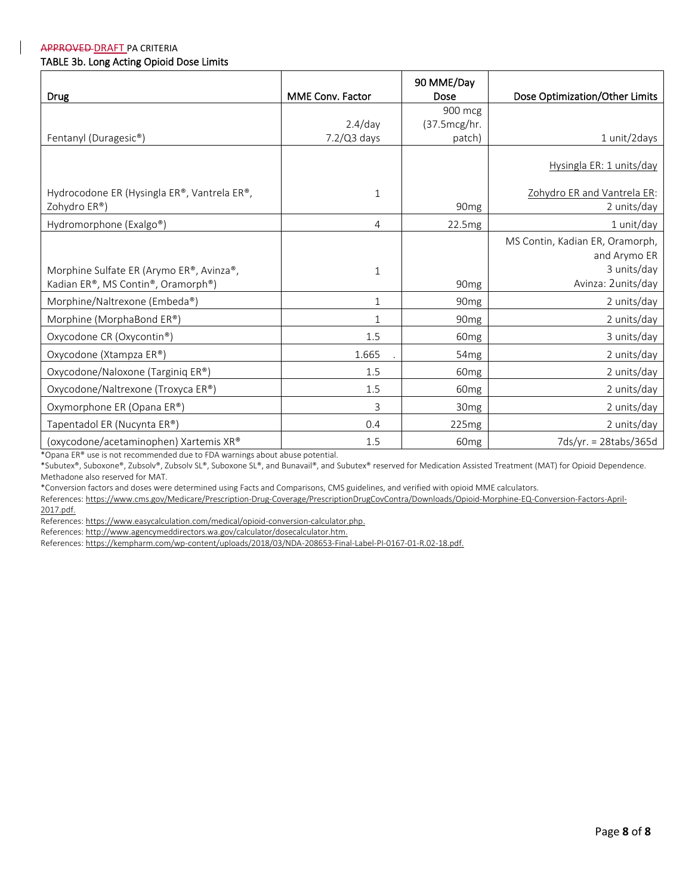APPROVED DRAFT PA CRITERIA

TABLE 3b. Long Acting Opioid Dose Limits

| Drug | MME Conv. Factor | 90 MME/Day Dose | Dose Optimization/Other Limits |
|---|---|---|---|
| Fentanyl (Duragesic®) | 2.4/day 7.2/Q3 days | 900 mcg (37.5mcg/hr. patch) | 1 unit/2days |
| Hydrocodone ER (Hysingla ER®, Vantrela ER®, Zohydro ER®) | 1 | 90mg | Hysingla ER: 1 units/day Zohydro ER and Vantrela ER: 2 units/day |
| Hydromorphone (Exalgo®) | 4 | 22.5mg | 1 unit/day |
| Morphine Sulfate ER (Arymo ER®, Avinza®, Kadian ER®, MS Contin®, Oramorph®) | 1 | 90mg | MS Contin, Kadian ER, Oramorph, and Arymo ER 3 units/day Avinza: 2units/day |
| Morphine/Naltrexone (Embeda®) | 1 | 90mg | 2 units/day |
| Morphine (MorphaBond ER®) | 1 | 90mg | 2 units/day |
| Oxycodone CR (Oxycontin®) | 1.5 | 60mg | 3 units/day |
| Oxycodone (Xtampza ER®) | 1.665 | 54mg | 2 units/day |
| Oxycodone/Naloxone (Targiniq ER®) | 1.5 | 60mg | 2 units/day |
| Oxycodone/Naltrexone (Troxyca ER®) | 1.5 | 60mg | 2 units/day |
| Oxymorphone ER (Opana ER®) | 3 | 30mg | 2 units/day |
| Tapentadol ER (Nucynta ER®) | 0.4 | 225mg | 2 units/day |
| (oxycodone/acetaminophen) Xartemis XR® | 1.5 | 60mg | 7ds/yr. = 28tabs/365d |

*Opana ER® use is not recommended due to FDA warnings about abuse potential.

*Subutex®, Suboxone®, Zubsolv®, Zubsolv SL®, Suboxone SL®, and Bunavail®, and Subutex® reserved for Medication Assisted Treatment (MAT) for Opioid Dependence. Methadone also reserved for MAT.

*Conversion factors and doses were determined using Facts and Comparisons, CMS guidelines, and verified with opioid MME calculators.

References: https://www.cms.gov/Medicare/Prescription-Drug-Coverage/PrescriptionDrugCovContra/Downloads/Opioid-Morphine-EQ-Conversion-Factors-April-2017.pdf.

References: https://www.easycalculation.com/medical/opioid-conversion-calculator.php.

References: http://www.agencymeddirectors.wa.gov/calculator/dosecalculator.htm.

References: https://kempharm.com/wp-content/uploads/2018/03/NDA-208653-Final-Label-PI-0167-01-R.02-18.pdf.